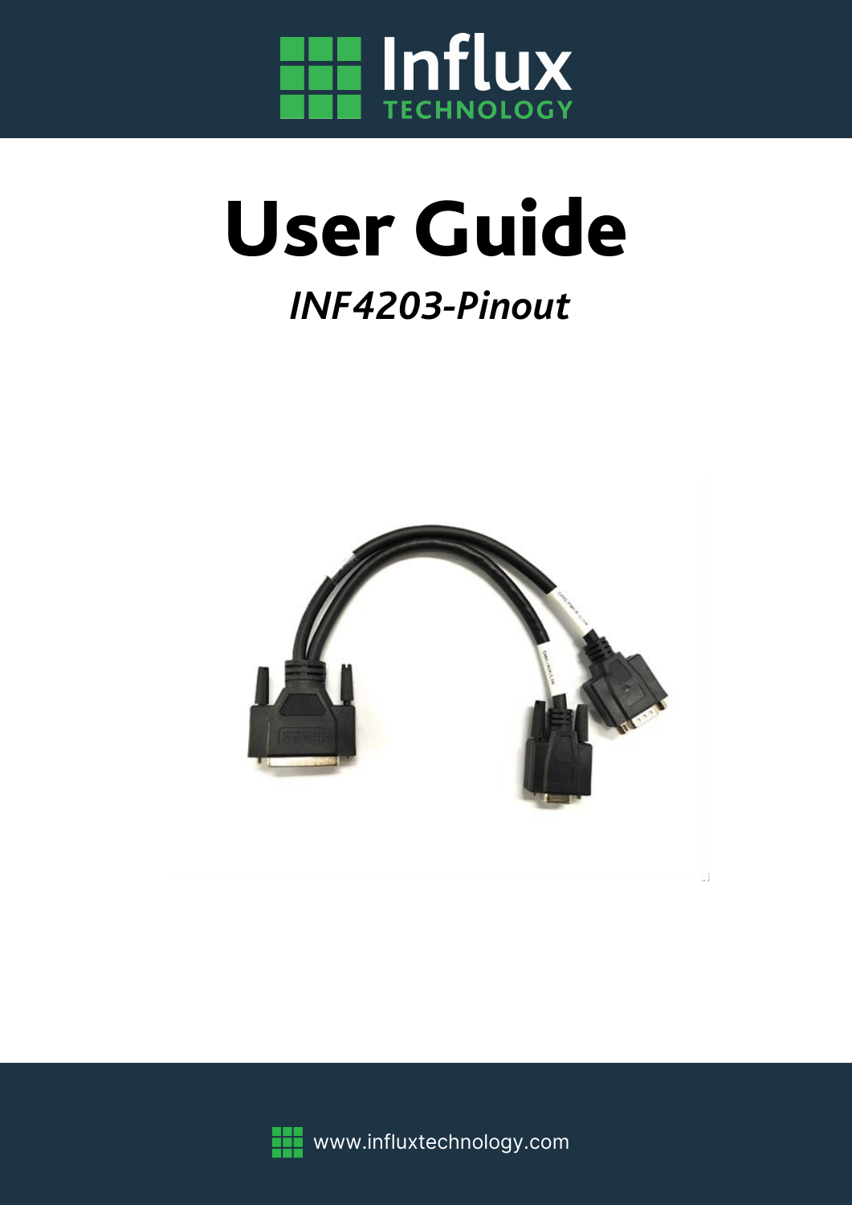# User Guide

## *INF4203-Pinout*

www.influxtechnology.com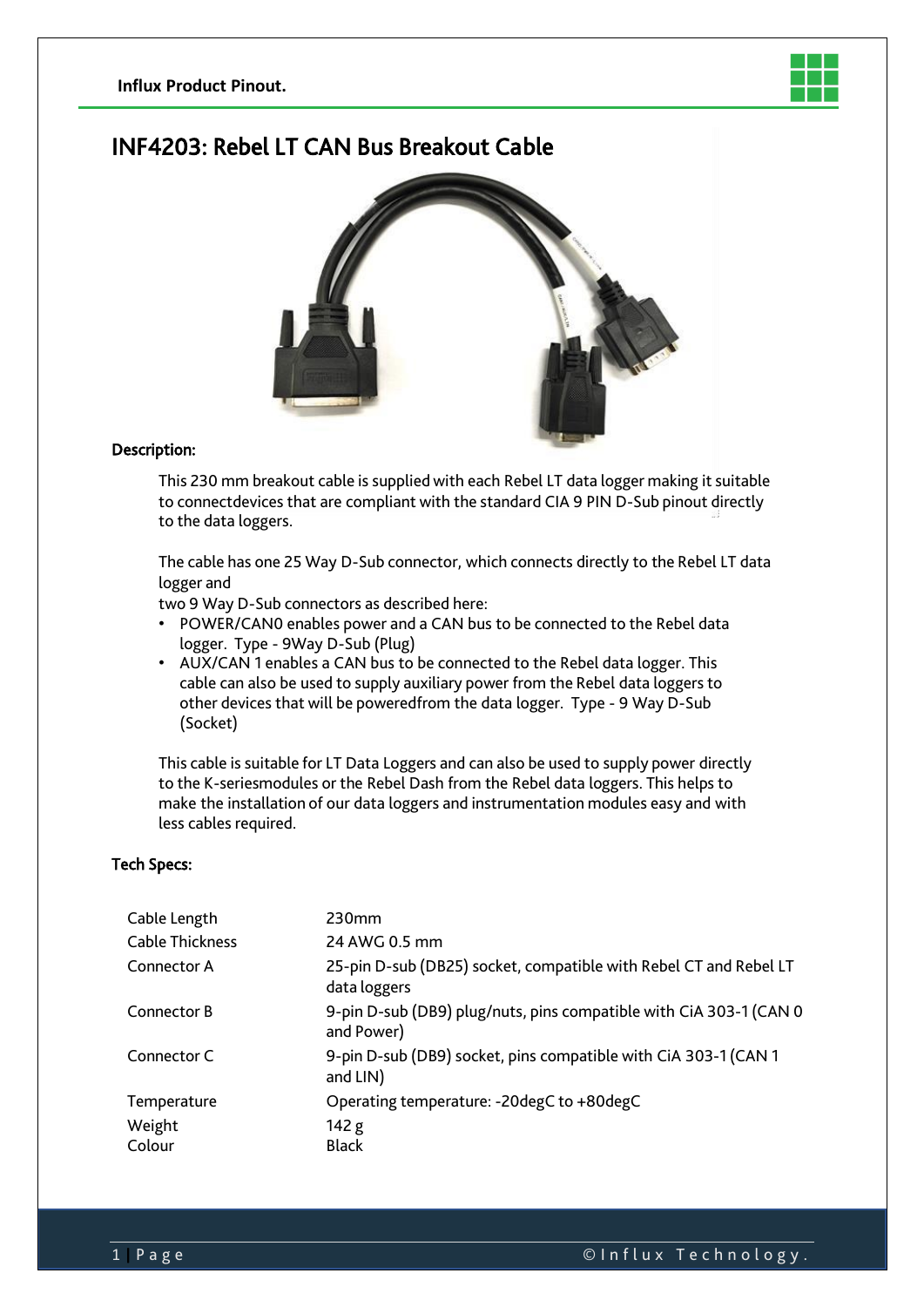# INF4203: Rebel LT CAN Bus Breakout Cable

## Description:

This 230 mm breakout cable is supplied with each Rebel LT data logger making it suitable to connectdevices that are compliant with the standard CIA 9 PIN D-Sub pinout directly to the data loggers.

The cable has one 25 Way D-Sub connector, which connects directly to the Rebel LT data logger and
two 9 Way D-Sub connectors as described here:

- POWER/CAN0 enables power and a CAN bus to be connected to the Rebel data logger. Type - 9Way D-Sub (Plug)
- AUX/CAN 1 enables a CAN bus to be connected to the Rebel data logger. This cable can also be used to supply auxiliary power from the Rebel data loggers to other devices that will be poweredfrom the data logger. Type - 9 Way D-Sub (Socket)

This cable is suitable for LT Data Loggers and can also be used to supply power directly to the K-seriesmodules or the Rebel Dash from the Rebel data loggers. This helps to make the installation of our data loggers and instrumentation modules easy and with less cables required.

## Tech Specs:

| | |
|---|---|
| Cable Length | 230mm |
| Cable Thickness | 24 AWG 0.5 mm |
| Connector A | 25-pin D-sub (DB25) socket, compatible with Rebel CT and Rebel LT data loggers |
| Connector B | 9-pin D-sub (DB9) plug/nuts, pins compatible with CiA 303-1 (CAN 0 and Power) |
| Connector C | 9-pin D-sub (DB9) socket, pins compatible with CiA 303-1 (CAN 1 and LIN) |
| Temperature | Operating temperature: -20degC to +80degC |
| Weight | 142 g |
| Colour | Black |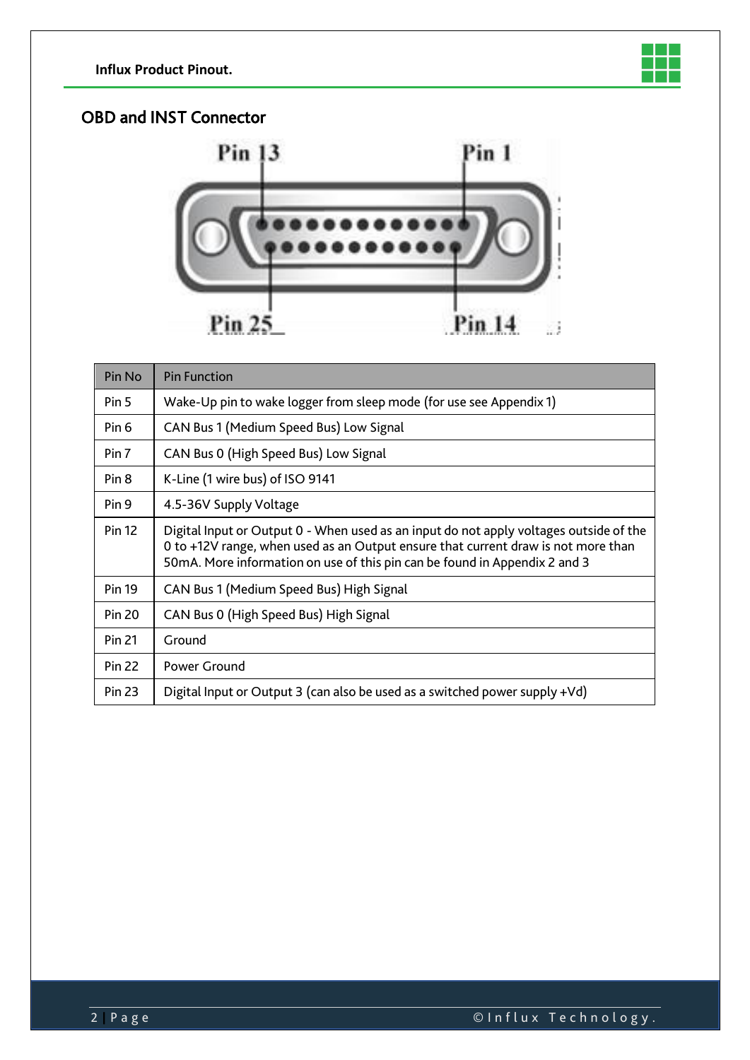## OBD and INST Connector

| Pin No | Pin Function |
|---|---|
| Pin 5 | Wake-Up pin to wake logger from sleep mode (for use see Appendix 1) |
| Pin 6 | CAN Bus 1 (Medium Speed Bus) Low Signal |
| Pin 7 | CAN Bus 0 (High Speed Bus) Low Signal |
| Pin 8 | K-Line (1 wire bus) of ISO 9141 |
| Pin 9 | 4.5-36V Supply Voltage |
| Pin 12 | Digital Input or Output 0 - When used as an input do not apply voltages outside of the 0 to +12V range, when used as an Output ensure that current draw is not more than 50mA. More information on use of this pin can be found in Appendix 2 and 3 |
| Pin 19 | CAN Bus 1 (Medium Speed Bus) High Signal |
| Pin 20 | CAN Bus 0 (High Speed Bus) High Signal |
| Pin 21 | Ground |
| Pin 22 | Power Ground |
| Pin 23 | Digital Input or Output 3 (can also be used as a switched power supply +Vd) |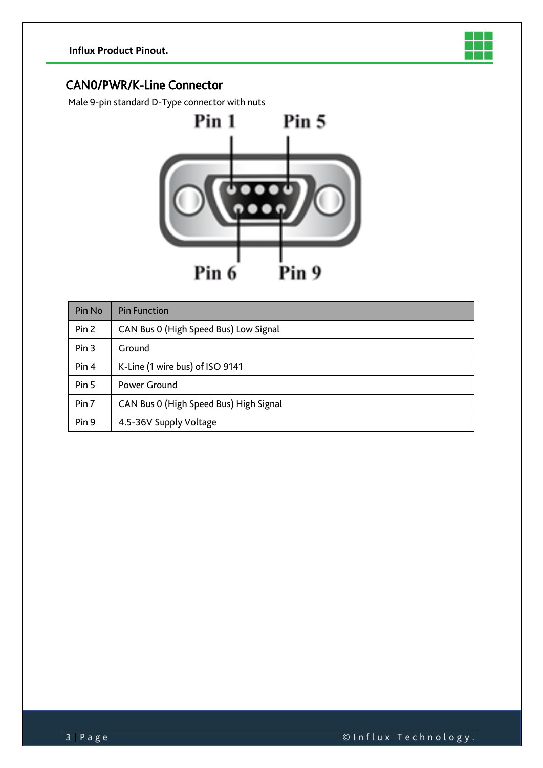## CAN0/PWR/K-Line Connector

Male 9-pin standard D-Type connector with nuts

| Pin No | Pin Function |
| --- | --- |
| Pin 2 | CAN Bus 0 (High Speed Bus) Low Signal |
| Pin 3 | Ground |
| Pin 4 | K-Line (1 wire bus) of ISO 9141 |
| Pin 5 | Power Ground |
| Pin 7 | CAN Bus 0 (High Speed Bus) High Signal |
| Pin 9 | 4.5-36V Supply Voltage |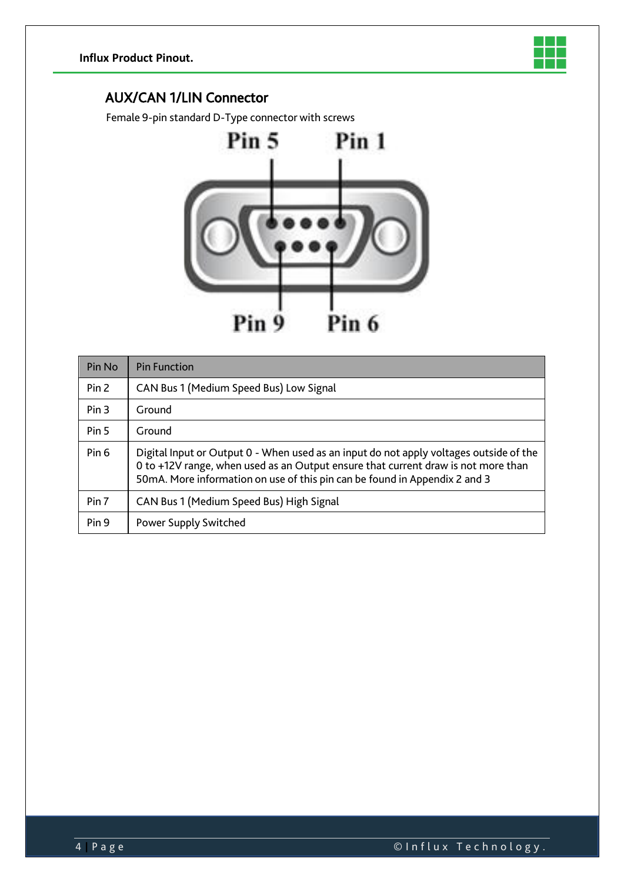## AUX/CAN 1/LIN Connector

Female 9-pin standard D-Type connector with screws

Pin 5 Pin 1

Pin 9 Pin 6

| Pin No | Pin Function |
|---|---|
| Pin 2 | CAN Bus 1 (Medium Speed Bus) Low Signal |
| Pin 3 | Ground |
| Pin 5 | Ground |
| Pin 6 | Digital Input or Output 0 - When used as an input do not apply voltages outside of the 0 to +12V range, when used as an Output ensure that current draw is not more than 50mA. More information on use of this pin can be found in Appendix 2 and 3 |
| Pin 7 | CAN Bus 1 (Medium Speed Bus) High Signal |
| Pin 9 | Power Supply Switched |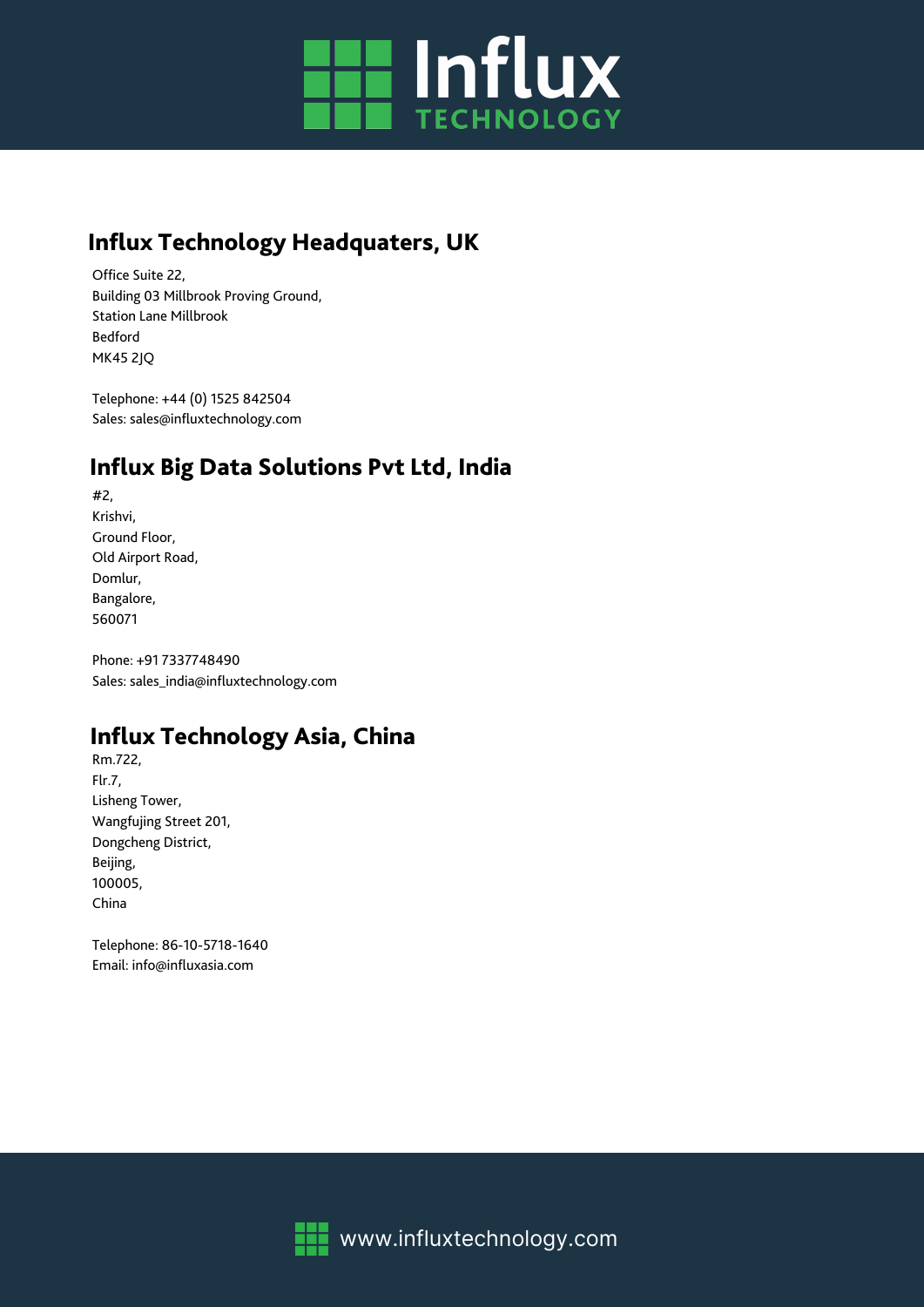## Influx Technology Headquaters, UK

Office Suite 22,
Building 03 Millbrook Proving Ground,
Station Lane Millbrook
Bedford
MK45 2JQ

Telephone: +44 (0) 1525 842504
Sales: sales@influxtechnology.com

## Influx Big Data Solutions Pvt Ltd, India

#2,
Krishvi,
Ground Floor,
Old Airport Road,
Domlur,
Bangalore,
560071

Phone: +91 7337748490
Sales: sales_india@influxtechnology.com

## Influx Technology Asia, China

Rm.722,
Flr.7,
Lisheng Tower,
Wangfujing Street 201,
Dongcheng District,
Beijing,
100005,
China

Telephone: 86-10-5718-1640
Email: info@influxasia.com

www.influxtechnology.com